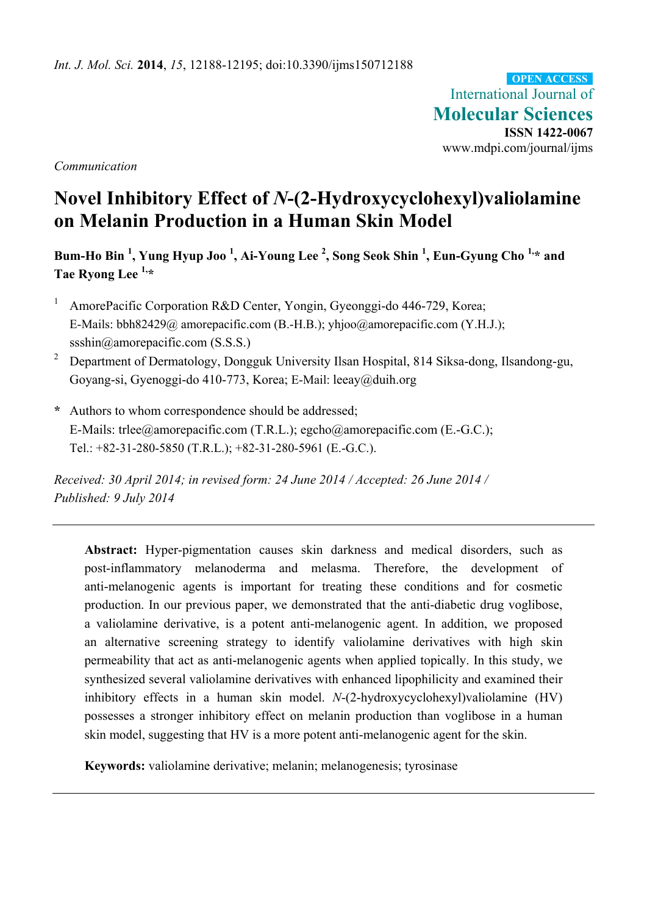*Communication*

# Novel Inhibitory Effect of *N*-(2-Hydroxycyclohexyl)valiolamine on Melanin Production in a Human Skin Model

**Bum-Ho Bin [1], Yung Hyup Joo [1], Ai-Young Lee [2], Song Seok Shin [1], Eun-Gyung Cho [1,*] and Tae Ryong Lee [1,*]**

[1] AmorePacific Corporation R&D Center, Yongin, Gyeonggi-do 446-729, Korea; E-Mails: bbh82429@ amorepacific.com (B.-H.B.); yhjoo@amorepacific.com (Y.H.J.); ssshin@amorepacific.com (S.S.S.)

[2] Department of Dermatology, Dongguk University Ilsan Hospital, 814 Siksa-dong, Ilsandong-gu, Goyang-si, Gyenoggi-do 410-773, Korea; E-Mail: leeay@duih.org

**\*** Authors to whom correspondence should be addressed; E-Mails: trlee@amorepacific.com (T.R.L.); egcho@amorepacific.com (E.-G.C.); Tel.: +82-31-280-5850 (T.R.L.); +82-31-280-5961 (E.-G.C.).

*Received: 30 April 2014; in revised form: 24 June 2014 / Accepted: 26 June 2014 / Published: 9 July 2014*

---

**Abstract:** Hyper-pigmentation causes skin darkness and medical disorders, such as post-inflammatory melanoderma and melasma. Therefore, the development of anti-melanogenic agents is important for treating these conditions and for cosmetic production. In our previous paper, we demonstrated that the anti-diabetic drug voglibose, a valiolamine derivative, is a potent anti-melanogenic agent. In addition, we proposed an alternative screening strategy to identify valiolamine derivatives with high skin permeability that act as anti-melanogenic agents when applied topically. In this study, we synthesized several valiolamine derivatives with enhanced lipophilicity and examined their inhibitory effects in a human skin model. *N*-(2-hydroxycyclohexyl)valiolamine (HV) possesses a stronger inhibitory effect on melanin production than voglibose in a human skin model, suggesting that HV is a more potent anti-melanogenic agent for the skin.

**Keywords:** valiolamine derivative; melanin; melanogenesis; tyrosinase

---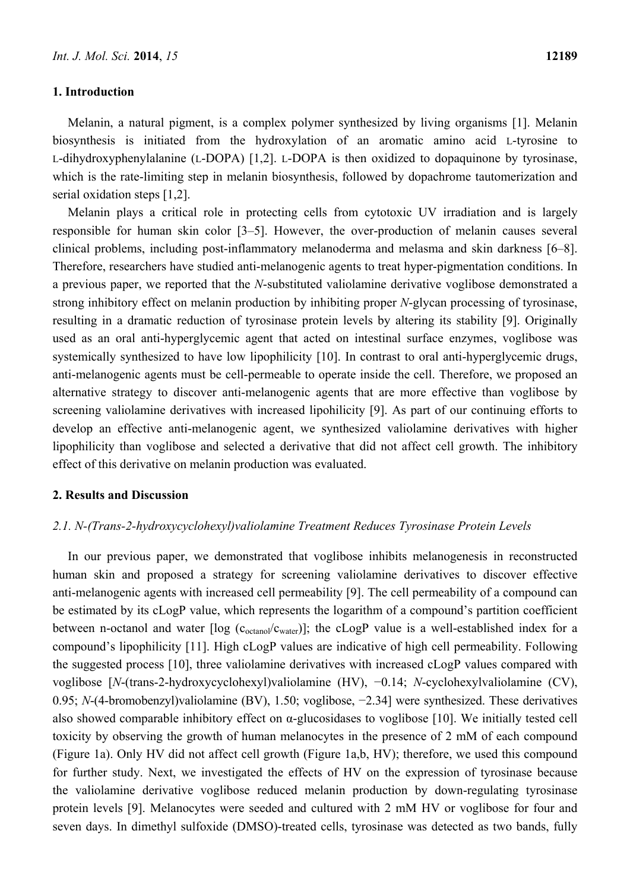## 1. Introduction

Melanin, a natural pigment, is a complex polymer synthesized by living organisms [1]. Melanin biosynthesis is initiated from the hydroxylation of an aromatic amino acid L-tyrosine to L-dihydroxyphenylalanine (L-DOPA) [1,2]. L-DOPA is then oxidized to dopaquinone by tyrosinase, which is the rate-limiting step in melanin biosynthesis, followed by dopachrome tautomerization and serial oxidation steps [1,2].

Melanin plays a critical role in protecting cells from cytotoxic UV irradiation and is largely responsible for human skin color [3–5]. However, the over-production of melanin causes several clinical problems, including post-inflammatory melanoderma and melasma and skin darkness [6–8]. Therefore, researchers have studied anti-melanogenic agents to treat hyper-pigmentation conditions. In a previous paper, we reported that the *N*-substituted valiolamine derivative voglibose demonstrated a strong inhibitory effect on melanin production by inhibiting proper *N*-glycan processing of tyrosinase, resulting in a dramatic reduction of tyrosinase protein levels by altering its stability [9]. Originally used as an oral anti-hyperglycemic agent that acted on intestinal surface enzymes, voglibose was systemically synthesized to have low lipophilicity [10]. In contrast to oral anti-hyperglycemic drugs, anti-melanogenic agents must be cell-permeable to operate inside the cell. Therefore, we proposed an alternative strategy to discover anti-melanogenic agents that are more effective than voglibose by screening valiolamine derivatives with increased lipohilicity [9]. As part of our continuing efforts to develop an effective anti-melanogenic agent, we synthesized valiolamine derivatives with higher lipophilicity than voglibose and selected a derivative that did not affect cell growth. The inhibitory effect of this derivative on melanin production was evaluated.

## 2. Results and Discussion

### 2.1. N-(Trans-2-hydroxycyclohexyl)valiolamine Treatment Reduces Tyrosinase Protein Levels

In our previous paper, we demonstrated that voglibose inhibits melanogenesis in reconstructed human skin and proposed a strategy for screening valiolamine derivatives to discover effective anti-melanogenic agents with increased cell permeability [9]. The cell permeability of a compound can be estimated by its cLogP value, which represents the logarithm of a compound's partition coefficient between n-octanol and water [$\log(c_{octanol}/c_{water})$]; the cLogP value is a well-established index for a compound's lipophilicity [11]. High cLogP values are indicative of high cell permeability. Following the suggested process [10], three valiolamine derivatives with increased cLogP values compared with voglibose [*N*-(trans-2-hydroxycyclohexyl)valiolamine (HV), −0.14; *N*-cyclohexylvaliolamine (CV), 0.95; *N*-(4-bromobenzyl)valiolamine (BV), 1.50; voglibose, −2.34] were synthesized. These derivatives also showed comparable inhibitory effect on α-glucosidases to voglibose [10]. We initially tested cell toxicity by observing the growth of human melanocytes in the presence of 2 mM of each compound (Figure 1a). Only HV did not affect cell growth (Figure 1a,b, HV); therefore, we used this compound for further study. Next, we investigated the effects of HV on the expression of tyrosinase because the valiolamine derivative voglibose reduced melanin production by down-regulating tyrosinase protein levels [9]. Melanocytes were seeded and cultured with 2 mM HV or voglibose for four and seven days. In dimethyl sulfoxide (DMSO)-treated cells, tyrosinase was detected as two bands, fully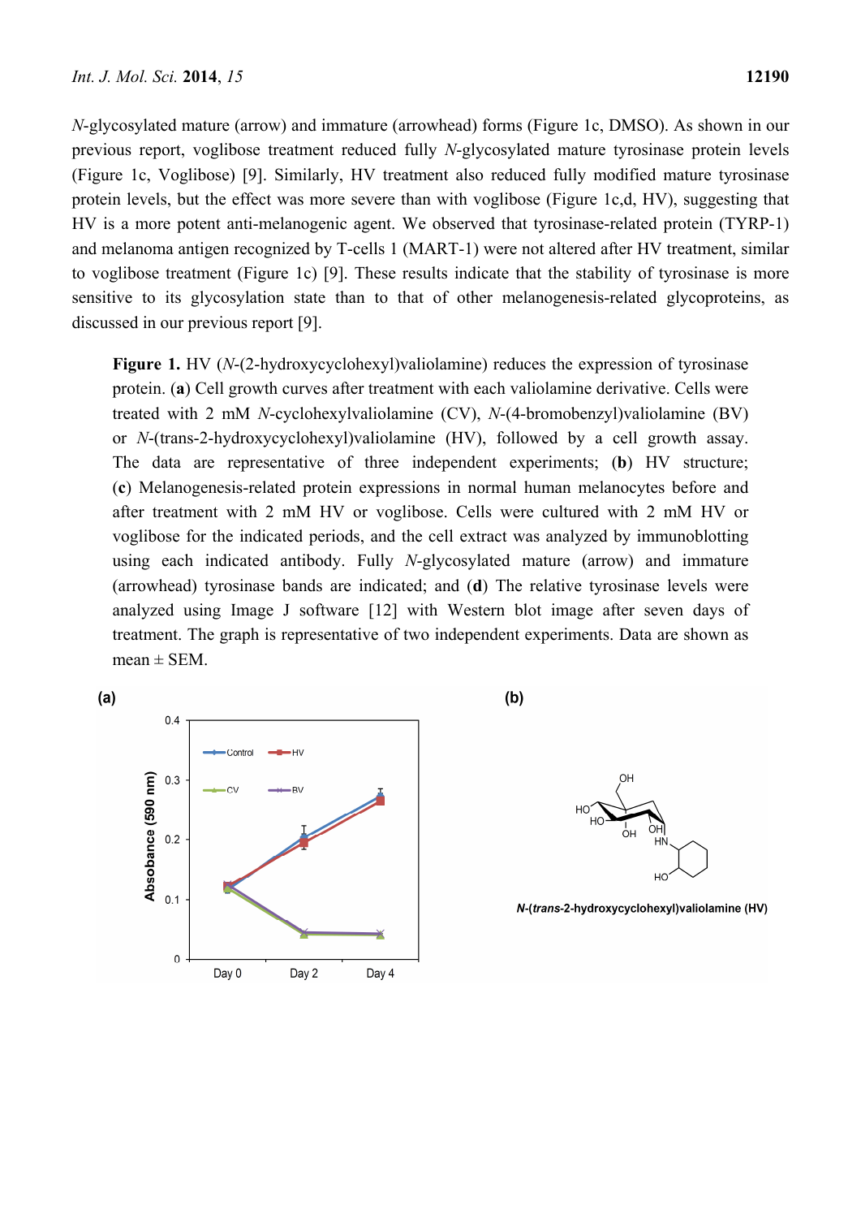*N*-glycosylated mature (arrow) and immature (arrowhead) forms (Figure 1c, DMSO). As shown in our previous report, voglibose treatment reduced fully *N*-glycosylated mature tyrosinase protein levels (Figure 1c, Voglibose) [9]. Similarly, HV treatment also reduced fully modified mature tyrosinase protein levels, but the effect was more severe than with voglibose (Figure 1c,d, HV), suggesting that HV is a more potent anti-melanogenic agent. We observed that tyrosinase-related protein (TYRP-1) and melanoma antigen recognized by T-cells 1 (MART-1) were not altered after HV treatment, similar to voglibose treatment (Figure 1c) [9]. These results indicate that the stability of tyrosinase is more sensitive to its glycosylation state than to that of other melanogenesis-related glycoproteins, as discussed in our previous report [9].

**Figure 1.** HV (*N*-(2-hydroxycyclohexyl)valiolamine) reduces the expression of tyrosinase protein. (**a**) Cell growth curves after treatment with each valiolamine derivative. Cells were treated with 2 mM *N*-cyclohexylvaliolamine (CV), *N*-(4-bromobenzyl)valiolamine (BV) or *N*-(trans-2-hydroxycyclohexyl)valiolamine (HV), followed by a cell growth assay. The data are representative of three independent experiments; (**b**) HV structure; (**c**) Melanogenesis-related protein expressions in normal human melanocytes before and after treatment with 2 mM HV or voglibose. Cells were cultured with 2 mM HV or voglibose for the indicated periods, and the cell extract was analyzed by immunoblotting using each indicated antibody. Fully *N*-glycosylated mature (arrow) and immature (arrowhead) tyrosinase bands are indicated; and (**d**) The relative tyrosinase levels were analyzed using Image J software [12] with Western blot image after seven days of treatment. The graph is representative of two independent experiments. Data are shown as mean ± SEM.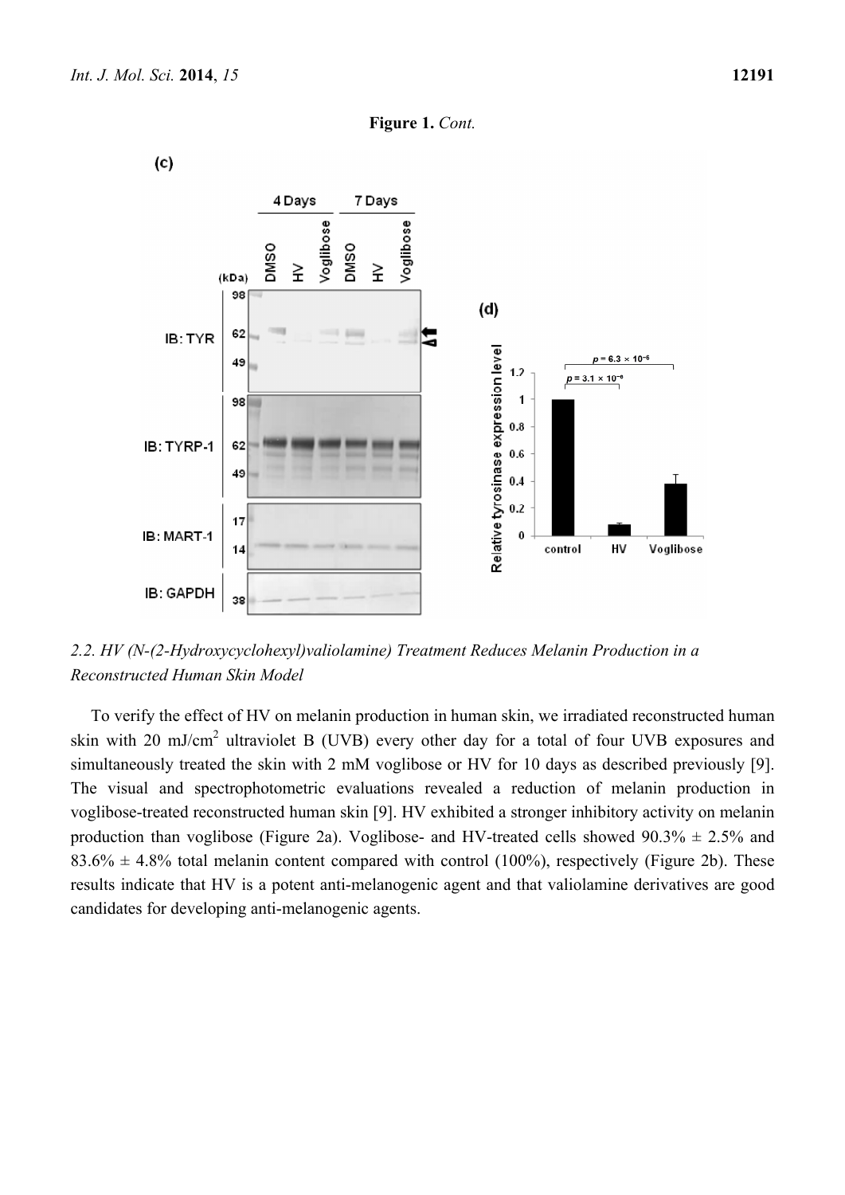**Figure 1.** *Cont.*

## 2.2. HV (N-(2-Hydroxycyclohexyl)valiolamine) Treatment Reduces Melanin Production in a Reconstructed Human Skin Model

To verify the effect of HV on melanin production in human skin, we irradiated reconstructed human skin with 20 mJ/cm$^2$ ultraviolet B (UVB) every other day for a total of four UVB exposures and simultaneously treated the skin with 2 mM voglibose or HV for 10 days as described previously [9]. The visual and spectrophotometric evaluations revealed a reduction of melanin production in voglibose-treated reconstructed human skin [9]. HV exhibited a stronger inhibitory activity on melanin production than voglibose (Figure 2a). Voglibose- and HV-treated cells showed 90.3% ± 2.5% and 83.6% ± 4.8% total melanin content compared with control (100%), respectively (Figure 2b). These results indicate that HV is a potent anti-melanogenic agent and that valiolamine derivatives are good candidates for developing anti-melanogenic agents.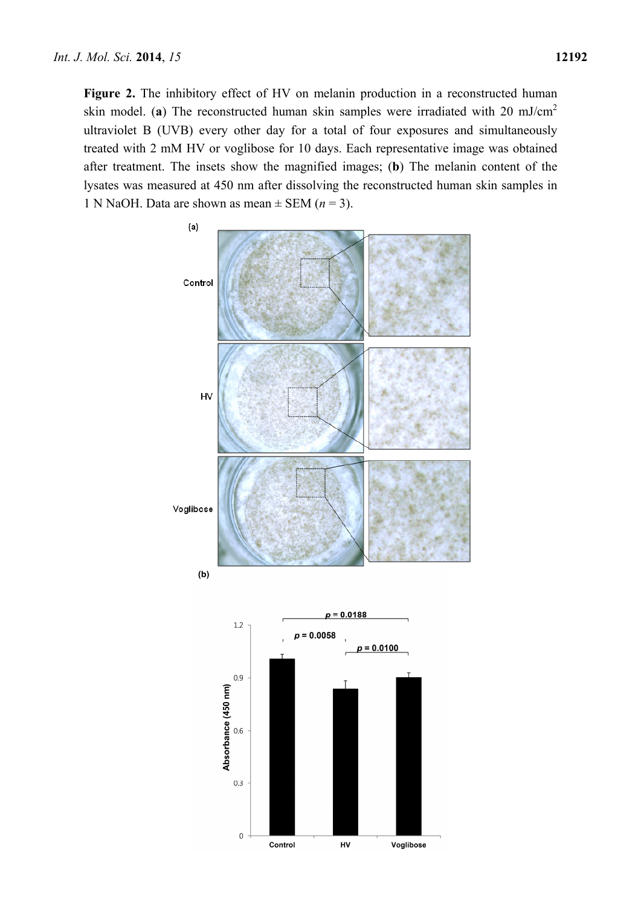**Figure 2.** The inhibitory effect of HV on melanin production in a reconstructed human skin model. (**a**) The reconstructed human skin samples were irradiated with 20 mJ/cm$^2$ ultraviolet B (UVB) every other day for a total of four exposures and simultaneously treated with 2 mM HV or voglibose for 10 days. Each representative image was obtained after treatment. The insets show the magnified images; (**b**) The melanin content of the lysates was measured at 450 nm after dissolving the reconstructed human skin samples in 1 N NaOH. Data are shown as mean ± SEM ($n = 3$).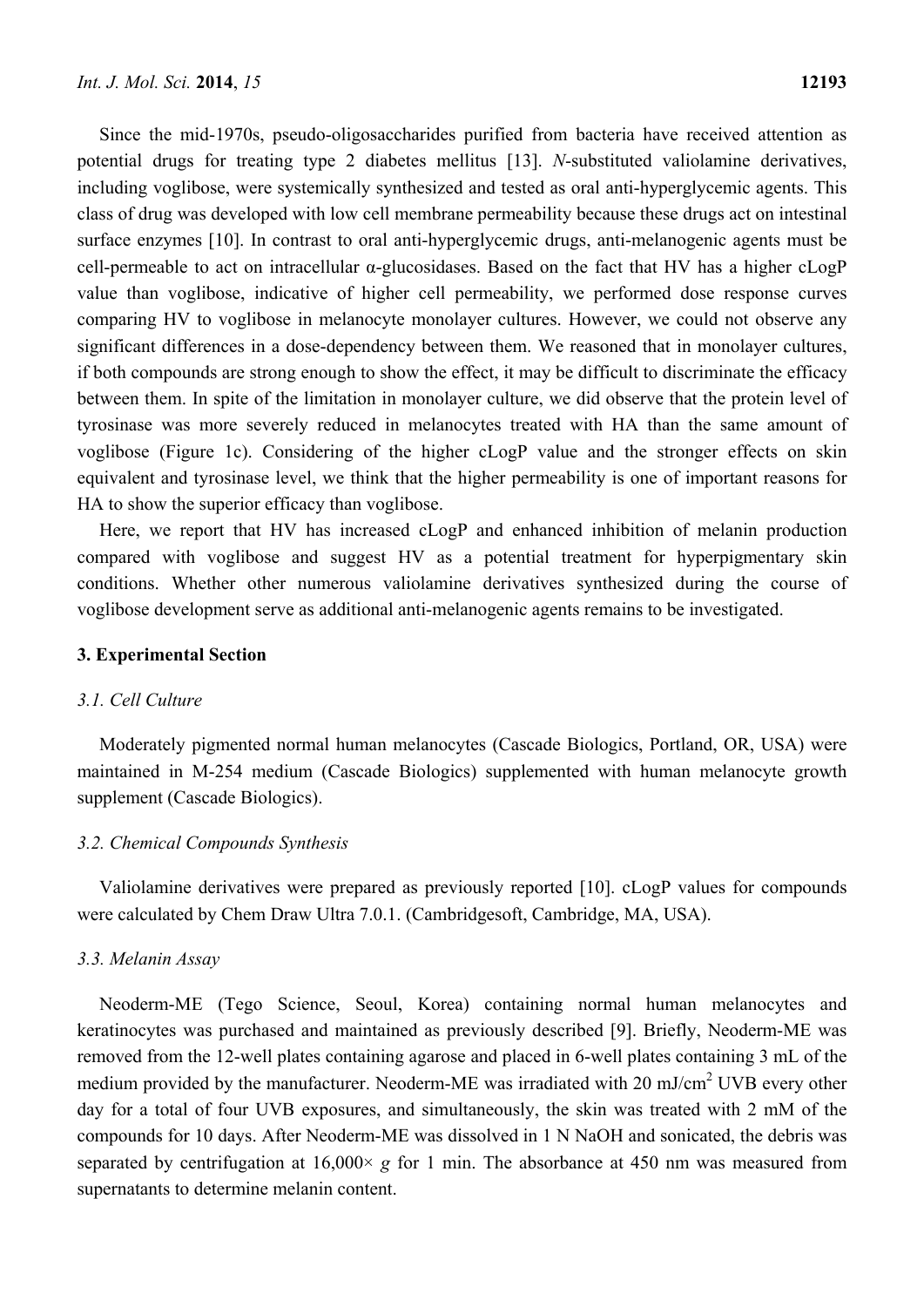Since the mid-1970s, pseudo-oligosaccharides purified from bacteria have received attention as potential drugs for treating type 2 diabetes mellitus [13]. *N*-substituted valiolamine derivatives, including voglibose, were systemically synthesized and tested as oral anti-hyperglycemic agents. This class of drug was developed with low cell membrane permeability because these drugs act on intestinal surface enzymes [10]. In contrast to oral anti-hyperglycemic drugs, anti-melanogenic agents must be cell-permeable to act on intracellular α-glucosidases. Based on the fact that HV has a higher cLogP value than voglibose, indicative of higher cell permeability, we performed dose response curves comparing HV to voglibose in melanocyte monolayer cultures. However, we could not observe any significant differences in a dose-dependency between them. We reasoned that in monolayer cultures, if both compounds are strong enough to show the effect, it may be difficult to discriminate the efficacy between them. In spite of the limitation in monolayer culture, we did observe that the protein level of tyrosinase was more severely reduced in melanocytes treated with HA than the same amount of voglibose (Figure 1c). Considering of the higher cLogP value and the stronger effects on skin equivalent and tyrosinase level, we think that the higher permeability is one of important reasons for HA to show the superior efficacy than voglibose.

Here, we report that HV has increased cLogP and enhanced inhibition of melanin production compared with voglibose and suggest HV as a potential treatment for hyperpigmentary skin conditions. Whether other numerous valiolamine derivatives synthesized during the course of voglibose development serve as additional anti-melanogenic agents remains to be investigated.

## 3. Experimental Section

### 3.1. Cell Culture

Moderately pigmented normal human melanocytes (Cascade Biologics, Portland, OR, USA) were maintained in M-254 medium (Cascade Biologics) supplemented with human melanocyte growth supplement (Cascade Biologics).

### 3.2. Chemical Compounds Synthesis

Valiolamine derivatives were prepared as previously reported [10]. cLogP values for compounds were calculated by Chem Draw Ultra 7.0.1. (Cambridgesoft, Cambridge, MA, USA).

### 3.3. Melanin Assay

Neoderm-ME (Tego Science, Seoul, Korea) containing normal human melanocytes and keratinocytes was purchased and maintained as previously described [9]. Briefly, Neoderm-ME was removed from the 12-well plates containing agarose and placed in 6-well plates containing 3 mL of the medium provided by the manufacturer. Neoderm-ME was irradiated with 20 $mJ/cm^2$ UVB every other day for a total of four UVB exposures, and simultaneously, the skin was treated with 2 mM of the compounds for 10 days. After Neoderm-ME was dissolved in 1 N NaOH and sonicated, the debris was separated by centrifugation at 16,000× *g* for 1 min. The absorbance at 450 nm was measured from supernatants to determine melanin content.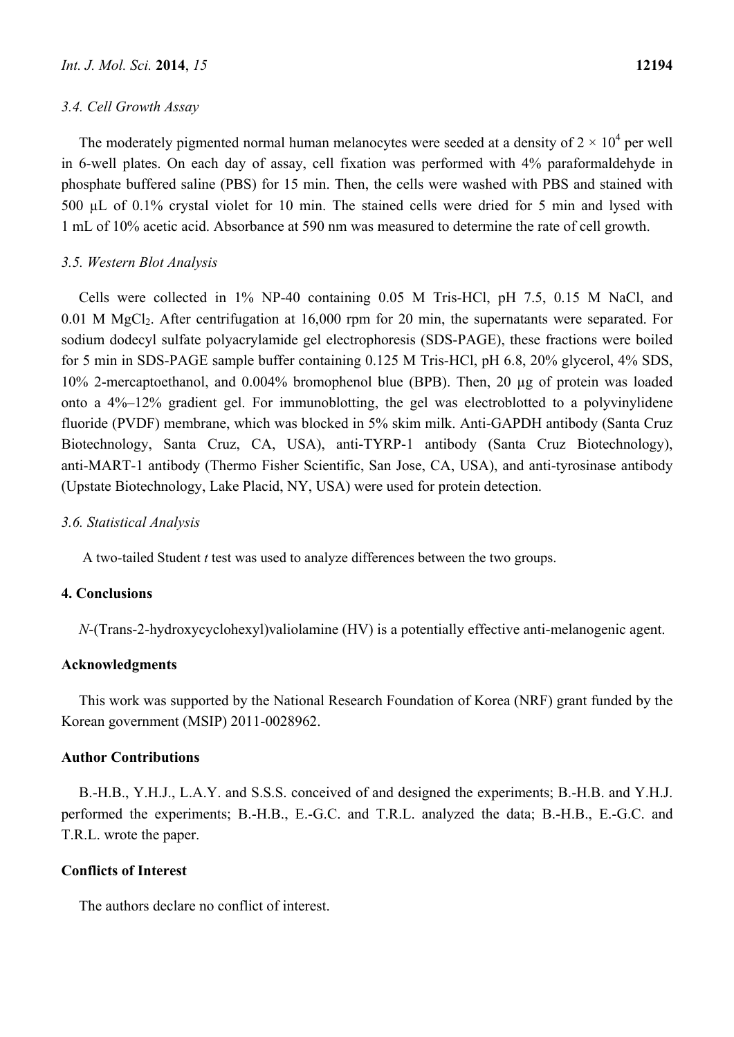### 3.4. Cell Growth Assay

The moderately pigmented normal human melanocytes were seeded at a density of $2 \times 10^4$ per well in 6-well plates. On each day of assay, cell fixation was performed with 4% paraformaldehyde in phosphate buffered saline (PBS) for 15 min. Then, the cells were washed with PBS and stained with 500 µL of 0.1% crystal violet for 10 min. The stained cells were dried for 5 min and lysed with 1 mL of 10% acetic acid. Absorbance at 590 nm was measured to determine the rate of cell growth.

### 3.5. Western Blot Analysis

Cells were collected in 1% NP-40 containing 0.05 M Tris-HCl, pH 7.5, 0.15 M NaCl, and 0.01 M $MgCl_2$. After centrifugation at 16,000 rpm for 20 min, the supernatants were separated. For sodium dodecyl sulfate polyacrylamide gel electrophoresis (SDS-PAGE), these fractions were boiled for 5 min in SDS-PAGE sample buffer containing 0.125 M Tris-HCl, pH 6.8, 20% glycerol, 4% SDS, 10% 2-mercaptoethanol, and 0.004% bromophenol blue (BPB). Then, 20 µg of protein was loaded onto a 4%–12% gradient gel. For immunoblotting, the gel was electroblotted to a polyvinylidene fluoride (PVDF) membrane, which was blocked in 5% skim milk. Anti-GAPDH antibody (Santa Cruz Biotechnology, Santa Cruz, CA, USA), anti-TYRP-1 antibody (Santa Cruz Biotechnology), anti-MART-1 antibody (Thermo Fisher Scientific, San Jose, CA, USA), and anti-tyrosinase antibody (Upstate Biotechnology, Lake Placid, NY, USA) were used for protein detection.

### 3.6. Statistical Analysis

A two-tailed Student *t* test was used to analyze differences between the two groups.

## 4. Conclusions

*N*-(Trans-2-hydroxycyclohexyl)valiolamine (HV) is a potentially effective anti-melanogenic agent.

## Acknowledgments

This work was supported by the National Research Foundation of Korea (NRF) grant funded by the Korean government (MSIP) 2011-0028962.

## Author Contributions

B.-H.B., Y.H.J., L.A.Y. and S.S.S. conceived of and designed the experiments; B.-H.B. and Y.H.J. performed the experiments; B.-H.B., E.-G.C. and T.R.L. analyzed the data; B.-H.B., E.-G.C. and T.R.L. wrote the paper.

## Conflicts of Interest

The authors declare no conflict of interest.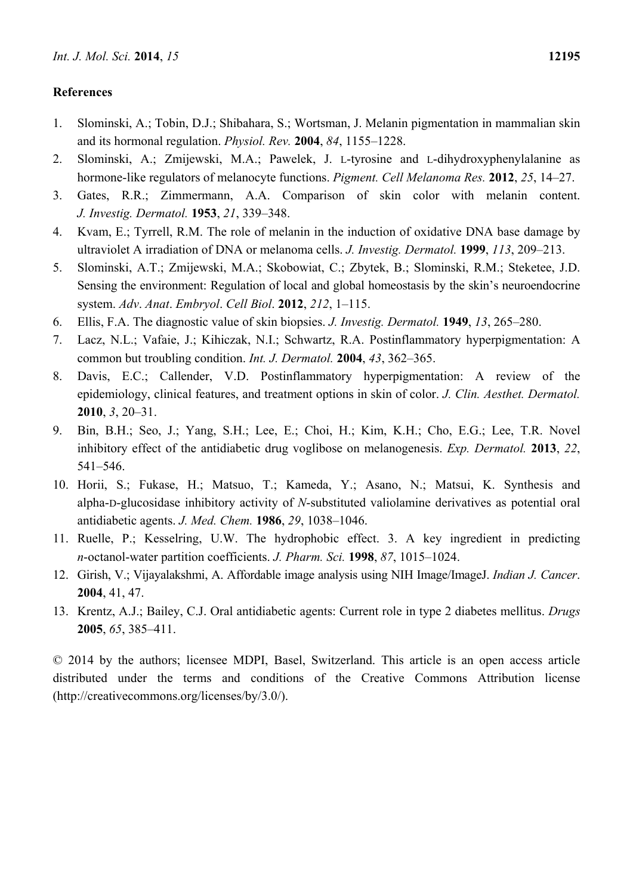## References

1. Slominski, A.; Tobin, D.J.; Shibahara, S.; Wortsman, J. Melanin pigmentation in mammalian skin and its hormonal regulation. *Physiol. Rev.* **2004**, *84*, 1155–1228.
2. Slominski, A.; Zmijewski, M.A.; Pawelek, J. L-tyrosine and L-dihydroxyphenylalanine as hormone-like regulators of melanocyte functions. *Pigment. Cell Melanoma Res.* **2012**, *25*, 14–27.
3. Gates, R.R.; Zimmermann, A.A. Comparison of skin color with melanin content. *J. Investig. Dermatol.* **1953**, *21*, 339–348.
4. Kvam, E.; Tyrrell, R.M. The role of melanin in the induction of oxidative DNA base damage by ultraviolet A irradiation of DNA or melanoma cells. *J. Investig. Dermatol.* **1999**, *113*, 209–213.
5. Slominski, A.T.; Zmijewski, M.A.; Skobowiat, C.; Zbytek, B.; Slominski, R.M.; Steketee, J.D. Sensing the environment: Regulation of local and global homeostasis by the skin's neuroendocrine system. *Adv. Anat. Embryol. Cell Biol.* **2012**, *212*, 1–115.
6. Ellis, F.A. The diagnostic value of skin biopsies. *J. Investig. Dermatol.* **1949**, *13*, 265–280.
7. Lacz, N.L.; Vafaie, J.; Kihiczak, N.I.; Schwartz, R.A. Postinflammatory hyperpigmentation: A common but troubling condition. *Int. J. Dermatol.* **2004**, *43*, 362–365.
8. Davis, E.C.; Callender, V.D. Postinflammatory hyperpigmentation: A review of the epidemiology, clinical features, and treatment options in skin of color. *J. Clin. Aesthet. Dermatol.* **2010**, *3*, 20–31.
9. Bin, B.H.; Seo, J.; Yang, S.H.; Lee, E.; Choi, H.; Kim, K.H.; Cho, E.G.; Lee, T.R. Novel inhibitory effect of the antidiabetic drug voglibose on melanogenesis. *Exp. Dermatol.* **2013**, *22*, 541–546.
10. Horii, S.; Fukase, H.; Matsuo, T.; Kameda, Y.; Asano, N.; Matsui, K. Synthesis and alpha-D-glucosidase inhibitory activity of *N*-substituted valiolamine derivatives as potential oral antidiabetic agents. *J. Med. Chem.* **1986**, *29*, 1038–1046.
11. Ruelle, P.; Kesselring, U.W. The hydrophobic effect. 3. A key ingredient in predicting *n*-octanol-water partition coefficients. *J. Pharm. Sci.* **1998**, *87*, 1015–1024.
12. Girish, V.; Vijayalakshmi, A. Affordable image analysis using NIH Image/ImageJ. *Indian J. Cancer*. **2004**, 41, 47.
13. Krentz, A.J.; Bailey, C.J. Oral antidiabetic agents: Current role in type 2 diabetes mellitus. *Drugs* **2005**, *65*, 385–411.

© 2014 by the authors; licensee MDPI, Basel, Switzerland. This article is an open access article distributed under the terms and conditions of the Creative Commons Attribution license (http://creativecommons.org/licenses/by/3.0/).